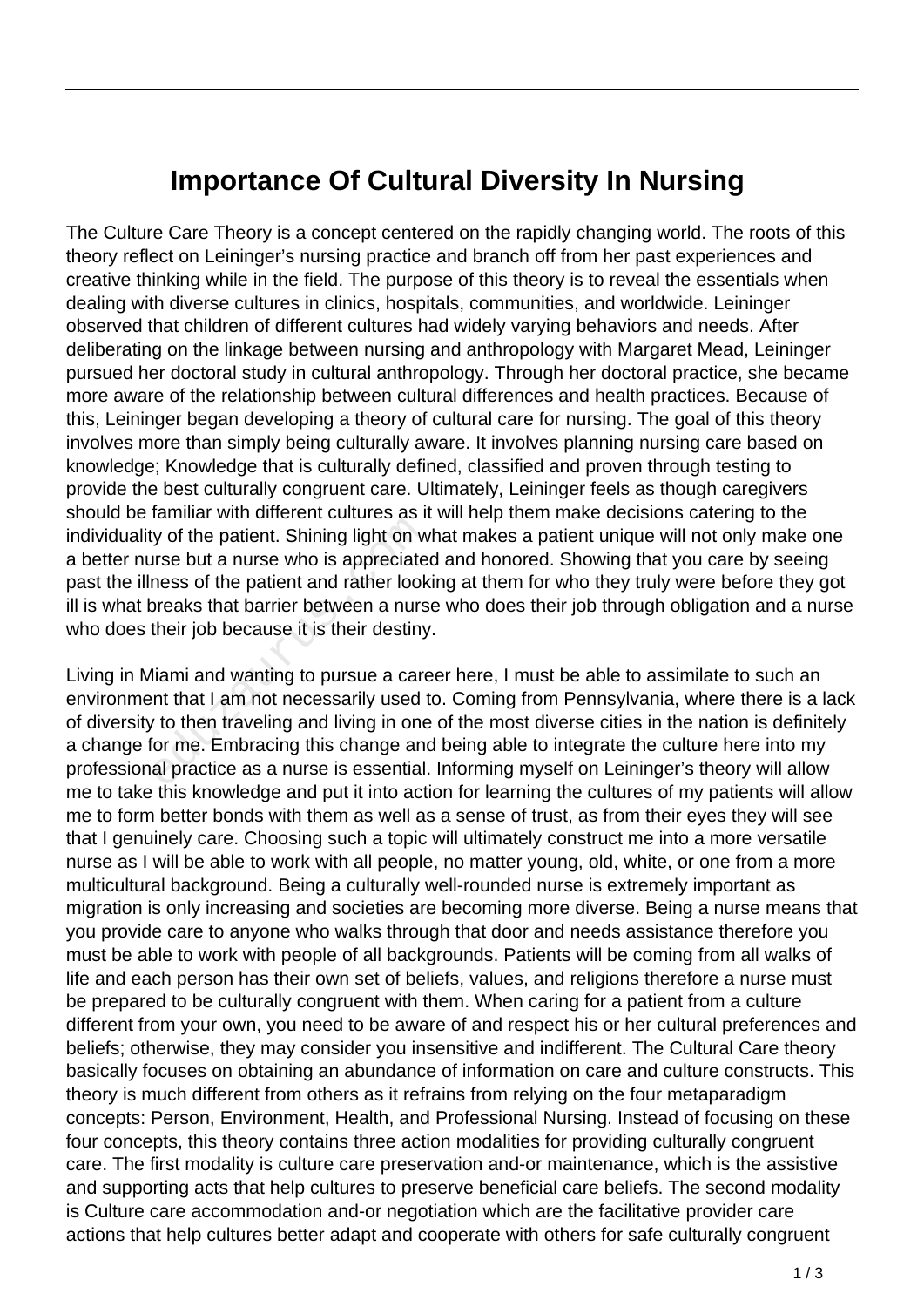# Importance Of Cultural Diversity In Nursing

The Culture Care Theory is a concept centered on the rapidly changing world. The roots of this theory reflect on Leininger's nursing practice and branch off from her past experiences and creative thinking while in the field. The purpose of this theory is to reveal the essentials when dealing with diverse cultures in clinics, hospitals, communities, and worldwide. Leininger observed that children of different cultures had widely varying behaviors and needs. After deliberating on the linkage between nursing and anthropology with Margaret Mead, Leininger pursued her doctoral study in cultural anthropology. Through her doctoral practice, she became more aware of the relationship between cultural differences and health practices. Because of this, Leininger began developing a theory of cultural care for nursing. The goal of this theory involves more than simply being culturally aware. It involves planning nursing care based on knowledge; Knowledge that is culturally defined, classified and proven through testing to provide the best culturally congruent care. Ultimately, Leininger feels as though caregivers should be familiar with different cultures as it will help them make decisions catering to the individuality of the patient. Shining light on what makes a patient unique will not only make one a better nurse but a nurse who is appreciated and honored. Showing that you care by seeing past the illness of the patient and rather looking at them for who they truly were before they got ill is what breaks that barrier between a nurse who does their job through obligation and a nurse who does their job because it is their destiny.

Living in Miami and wanting to pursue a career here, I must be able to assimilate to such an environment that I am not necessarily used to. Coming from Pennsylvania, where there is a lack of diversity to then traveling and living in one of the most diverse cities in the nation is definitely a change for me. Embracing this change and being able to integrate the culture here into my professional practice as a nurse is essential. Informing myself on Leininger's theory will allow me to take this knowledge and put it into action for learning the cultures of my patients will allow me to form better bonds with them as well as a sense of trust, as from their eyes they will see that I genuinely care. Choosing such a topic will ultimately construct me into a more versatile nurse as I will be able to work with all people, no matter young, old, white, or one from a more multicultural background. Being a culturally well-rounded nurse is extremely important as migration is only increasing and societies are becoming more diverse. Being a nurse means that you provide care to anyone who walks through that door and needs assistance therefore you must be able to work with people of all backgrounds. Patients will be coming from all walks of life and each person has their own set of beliefs, values, and religions therefore a nurse must be prepared to be culturally congruent with them. When caring for a patient from a culture different from your own, you need to be aware of and respect his or her cultural preferences and beliefs; otherwise, they may consider you insensitive and indifferent. The Cultural Care theory basically focuses on obtaining an abundance of information on care and culture constructs. This theory is much different from others as it refrains from relying on the four metaparadigm concepts: Person, Environment, Health, and Professional Nursing. Instead of focusing on these four concepts, this theory contains three action modalities for providing culturally congruent care. The first modality is culture care preservation and-or maintenance, which is the assistive and supporting acts that help cultures to preserve beneficial care beliefs. The second modality is Culture care accommodation and-or negotiation which are the facilitative provider care actions that help cultures better adapt and cooperate with others for safe culturally congruent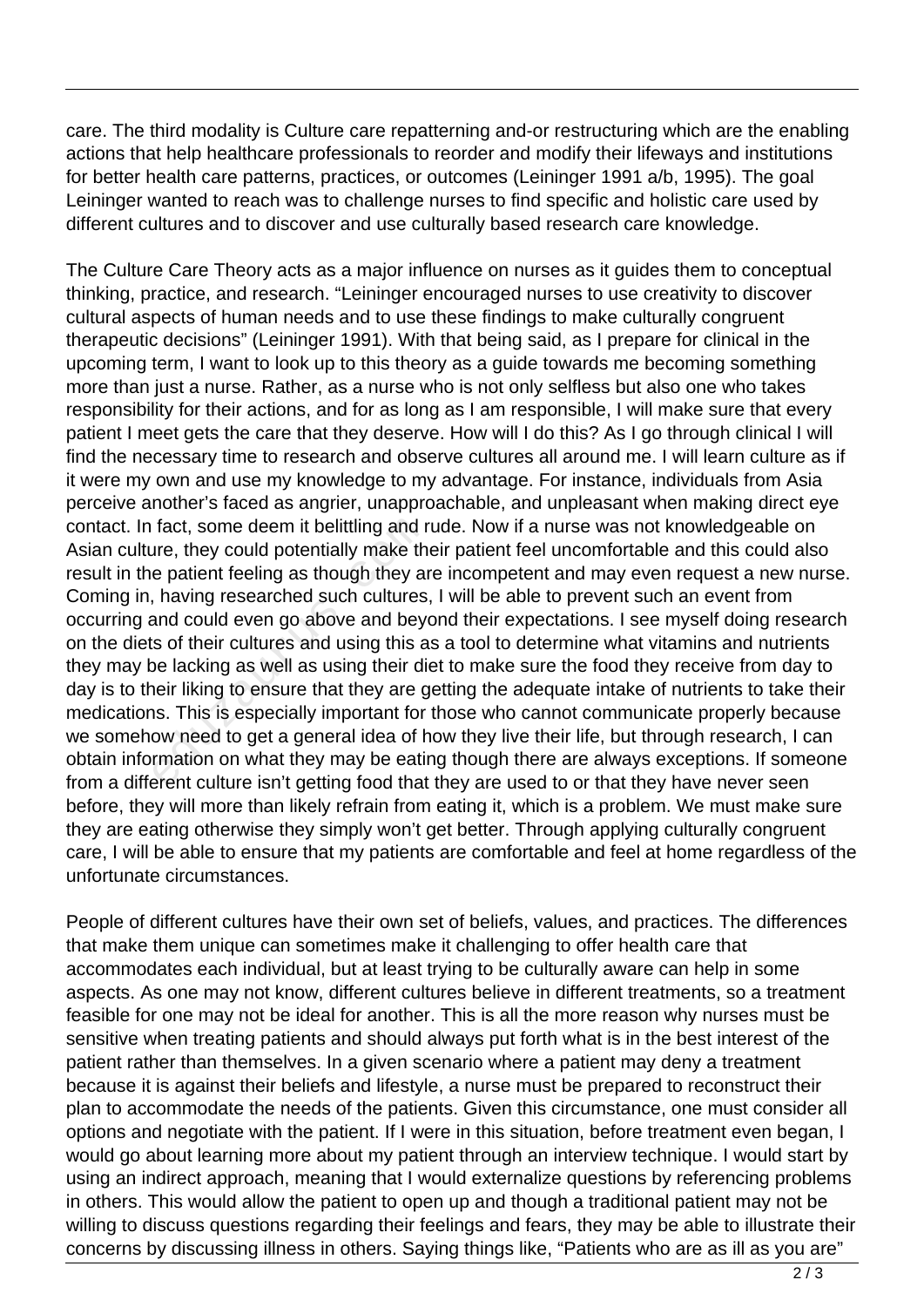care. The third modality is Culture care repatterning and-or restructuring which are the enabling actions that help healthcare professionals to reorder and modify their lifeways and institutions for better health care patterns, practices, or outcomes (Leininger 1991 a/b, 1995). The goal Leininger wanted to reach was to challenge nurses to find specific and holistic care used by different cultures and to discover and use culturally based research care knowledge.

The Culture Care Theory acts as a major influence on nurses as it guides them to conceptual thinking, practice, and research. "Leininger encouraged nurses to use creativity to discover cultural aspects of human needs and to use these findings to make culturally congruent therapeutic decisions" (Leininger 1991). With that being said, as I prepare for clinical in the upcoming term, I want to look up to this theory as a guide towards me becoming something more than just a nurse. Rather, as a nurse who is not only selfless but also one who takes responsibility for their actions, and for as long as I am responsible, I will make sure that every patient I meet gets the care that they deserve. How will I do this? As I go through clinical I will find the necessary time to research and observe cultures all around me. I will learn culture as if it were my own and use my knowledge to my advantage. For instance, individuals from Asia perceive another's faced as angrier, unapproachable, and unpleasant when making direct eye contact. In fact, some deem it belittling and rude. Now if a nurse was not knowledgeable on Asian culture, they could potentially make their patient feel uncomfortable and this could also result in the patient feeling as though they are incompetent and may even request a new nurse. Coming in, having researched such cultures, I will be able to prevent such an event from occurring and could even go above and beyond their expectations. I see myself doing research on the diets of their cultures and using this as a tool to determine what vitamins and nutrients they may be lacking as well as using their diet to make sure the food they receive from day to day is to their liking to ensure that they are getting the adequate intake of nutrients to take their medications. This is especially important for those who cannot communicate properly because we somehow need to get a general idea of how they live their life, but through research, I can obtain information on what they may be eating though there are always exceptions. If someone from a different culture isn't getting food that they are used to or that they have never seen before, they will more than likely refrain from eating it, which is a problem. We must make sure they are eating otherwise they simply won't get better. Through applying culturally congruent care, I will be able to ensure that my patients are comfortable and feel at home regardless of the unfortunate circumstances.

People of different cultures have their own set of beliefs, values, and practices. The differences that make them unique can sometimes make it challenging to offer health care that accommodates each individual, but at least trying to be culturally aware can help in some aspects. As one may not know, different cultures believe in different treatments, so a treatment feasible for one may not be ideal for another. This is all the more reason why nurses must be sensitive when treating patients and should always put forth what is in the best interest of the patient rather than themselves. In a given scenario where a patient may deny a treatment because it is against their beliefs and lifestyle, a nurse must be prepared to reconstruct their plan to accommodate the needs of the patients. Given this circumstance, one must consider all options and negotiate with the patient. If I were in this situation, before treatment even began, I would go about learning more about my patient through an interview technique. I would start by using an indirect approach, meaning that I would externalize questions by referencing problems in others. This would allow the patient to open up and though a traditional patient may not be willing to discuss questions regarding their feelings and fears, they may be able to illustrate their concerns by discussing illness in others. Saying things like, "Patients who are as ill as you are"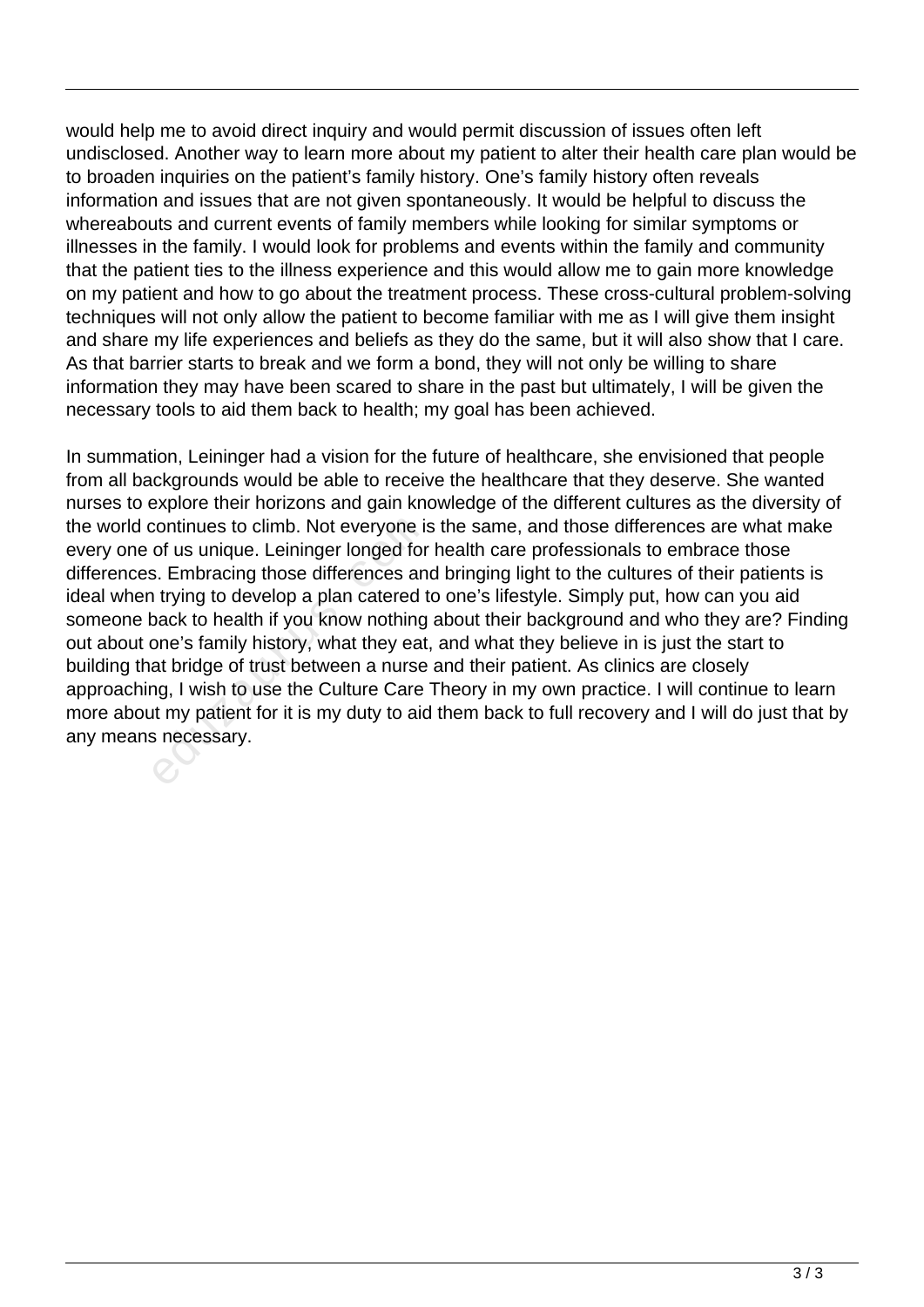would help me to avoid direct inquiry and would permit discussion of issues often left undisclosed. Another way to learn more about my patient to alter their health care plan would be to broaden inquiries on the patient's family history. One's family history often reveals information and issues that are not given spontaneously. It would be helpful to discuss the whereabouts and current events of family members while looking for similar symptoms or illnesses in the family. I would look for problems and events within the family and community that the patient ties to the illness experience and this would allow me to gain more knowledge on my patient and how to go about the treatment process. These cross-cultural problem-solving techniques will not only allow the patient to become familiar with me as I will give them insight and share my life experiences and beliefs as they do the same, but it will also show that I care. As that barrier starts to break and we form a bond, they will not only be willing to share information they may have been scared to share in the past but ultimately, I will be given the necessary tools to aid them back to health; my goal has been achieved.

In summation, Leininger had a vision for the future of healthcare, she envisioned that people from all backgrounds would be able to receive the healthcare that they deserve. She wanted nurses to explore their horizons and gain knowledge of the different cultures as the diversity of the world continues to climb. Not everyone is the same, and those differences are what make every one of us unique. Leininger longed for health care professionals to embrace those differences. Embracing those differences and bringing light to the cultures of their patients is ideal when trying to develop a plan catered to one's lifestyle. Simply put, how can you aid someone back to health if you know nothing about their background and who they are? Finding out about one's family history, what they eat, and what they believe in is just the start to building that bridge of trust between a nurse and their patient. As clinics are closely approaching, I wish to use the Culture Care Theory in my own practice. I will continue to learn more about my patient for it is my duty to aid them back to full recovery and I will do just that by any means necessary.